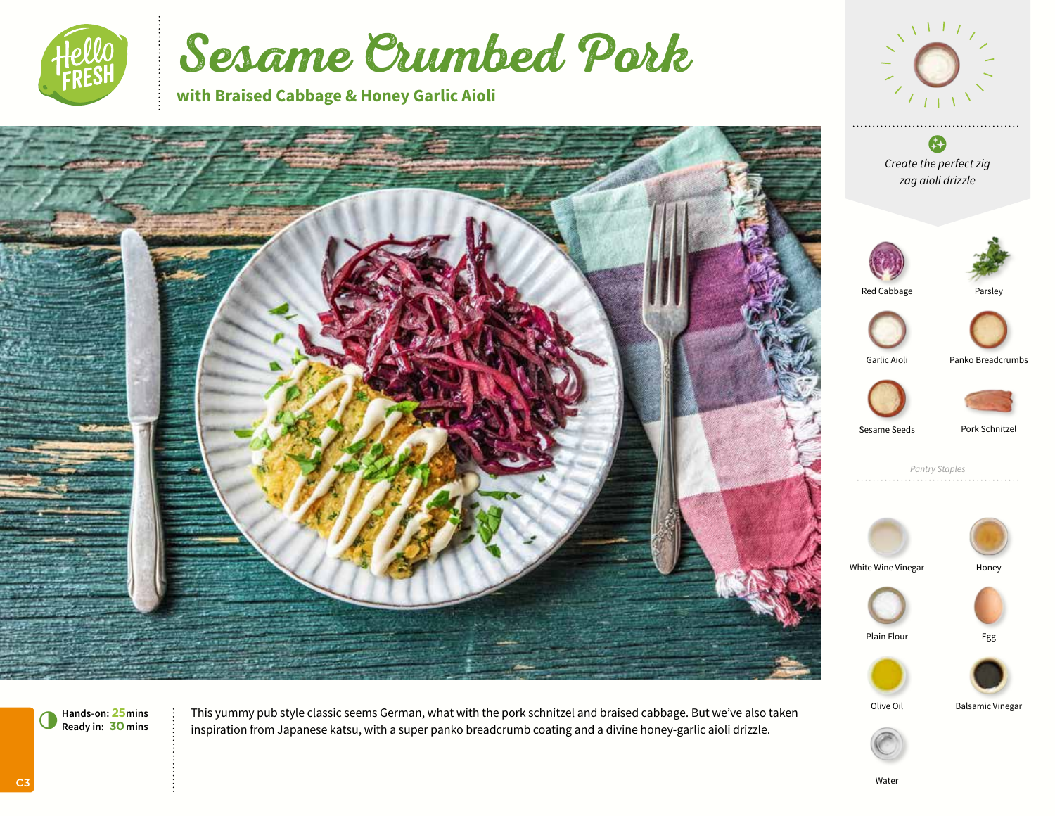# Sesame Crumbed Pork

**with Braised Cabbage & Honey Garlic Aioli**

**Hands-on:** 25 mins
**Ready in:** 30 mins

This yummy pub style classic seems German, what with the pork schnitzel and braised cabbage. But we've also taken inspiration from Japanese katsu, with a super panko breadcrumb coating and a divine honey-garlic aioli drizzle.

*Create the perfect zig zag aioli drizzle*

- Red Cabbage
- Parsley
- Garlic Aioli
- Panko Breadcrumbs
- Sesame Seeds
- Pork Schnitzel

*Pantry Staples*

- White Wine Vinegar
- Honey
- Plain Flour
- Egg
- Olive Oil
- Balsamic Vinegar
- Water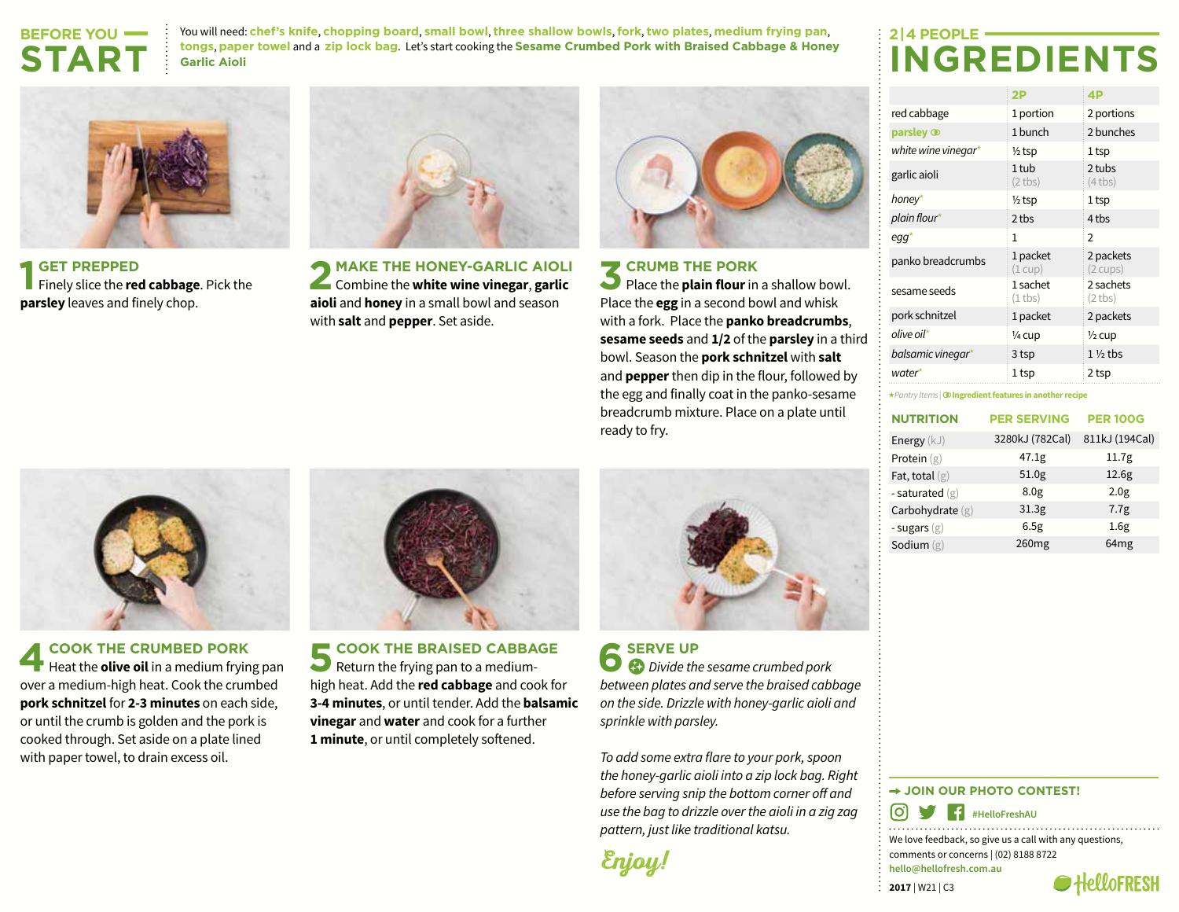# BEFORE YOU START

You will need: **chef's knife**, **chopping board**, **small bowl**, **three shallow bowls**, **fork**, **two plates**, **medium frying pan**, **tongs**, **paper towel** and a **zip lock bag**. Let's start cooking the **Sesame Crumbed Pork with Braised Cabbage & Honey Garlic Aioli**

## 1 GET PREPPED

Finely slice the **red cabbage**. Pick the **parsley** leaves and finely chop.

## 2 MAKE THE HONEY-GARLIC AIOLI

Combine the **white wine vinegar**, **garlic aioli** and **honey** in a small bowl and season with **salt** and **pepper**. Set aside.

## 3 CRUMB THE PORK

Place the **plain flour** in a shallow bowl. Place the **egg** in a second bowl and whisk with a fork. Place the **panko breadcrumbs**, **sesame seeds** and **1/2** of the **parsley** in a third bowl. Season the **pork schnitzel** with **salt** and **pepper** then dip in the flour, followed by the egg and finally coat in the panko-sesame breadcrumb mixture. Place on a plate until ready to fry.

## 4 COOK THE CRUMBED PORK

Heat the **olive oil** in a medium frying pan over a medium-high heat. Cook the crumbed **pork schnitzel** for **2-3 minutes** on each side, or until the crumb is golden and the pork is cooked through. Set aside on a plate lined with paper towel, to drain excess oil.

## 5 COOK THE BRAISED CABBAGE

Return the frying pan to a medium-high heat. Add the **red cabbage** and cook for **3-4 minutes**, or until tender. Add the **balsamic vinegar** and **water** and cook for a further **1 minute**, or until completely softened.

## 6 SERVE UP

*Divide the sesame crumbed pork between plates and serve the braised cabbage on the side. Drizzle with honey-garlic aioli and sprinkle with parsley.*

*To add some extra flare to your pork, spoon the honey-garlic aioli into a zip lock bag. Right before serving snip the bottom corner off and use the bag to drizzle over the aioli in a zig zag pattern, just like traditional katsu.*

*Enjoy!*

# 2|4 PEOPLE INGREDIENTS

| | 2P | 4P |
|---|---|---|
| red cabbage | 1 portion | 2 portions |
| parsley | 1 bunch | 2 bunches |
| *white wine vinegar** | ½ tsp | 1 tsp |
| garlic aioli | 1 tub (2 tbs) | 2 tubs (4 tbs) |
| *honey** | ½ tsp | 1 tsp |
| *plain flour** | 2 tbs | 4 tbs |
| *egg** | 1 | 2 |
| panko breadcrumbs | 1 packet (1 cup) | 2 packets (2 cups) |
| sesame seeds | 1 sachet (1 tbs) | 2 sachets (2 tbs) |
| pork schnitzel | 1 packet | 2 packets |
| *olive oil** | ¼ cup | ½ cup |
| *balsamic vinegar** | 3 tsp | 1 ½ tbs |
| *water** | 1 tsp | 2 tsp |

*Pantry Items | Ingredient features in another recipe

| NUTRITION | PER SERVING | PER 100G |
|---|---|---|
| Energy (kJ) | 3280kJ (782Cal) | 811kJ (194Cal) |
| Protein (g) | 47.1g | 11.7g |
| Fat, total (g) | 51.0g | 12.6g |
| - saturated (g) | 8.0g | 2.0g |
| Carbohydrate (g) | 31.3g | 7.7g |
| - sugars (g) | 6.5g | 1.6g |
| Sodium (g) | 260mg | 64mg |

→ JOIN OUR PHOTO CONTEST!

#HelloFreshAU

We love feedback, so give us a call with any questions, comments or concerns | (02) 8188 8722
hello@hellofresh.com.au

**2017** | W21 | C3

HelloFRESH